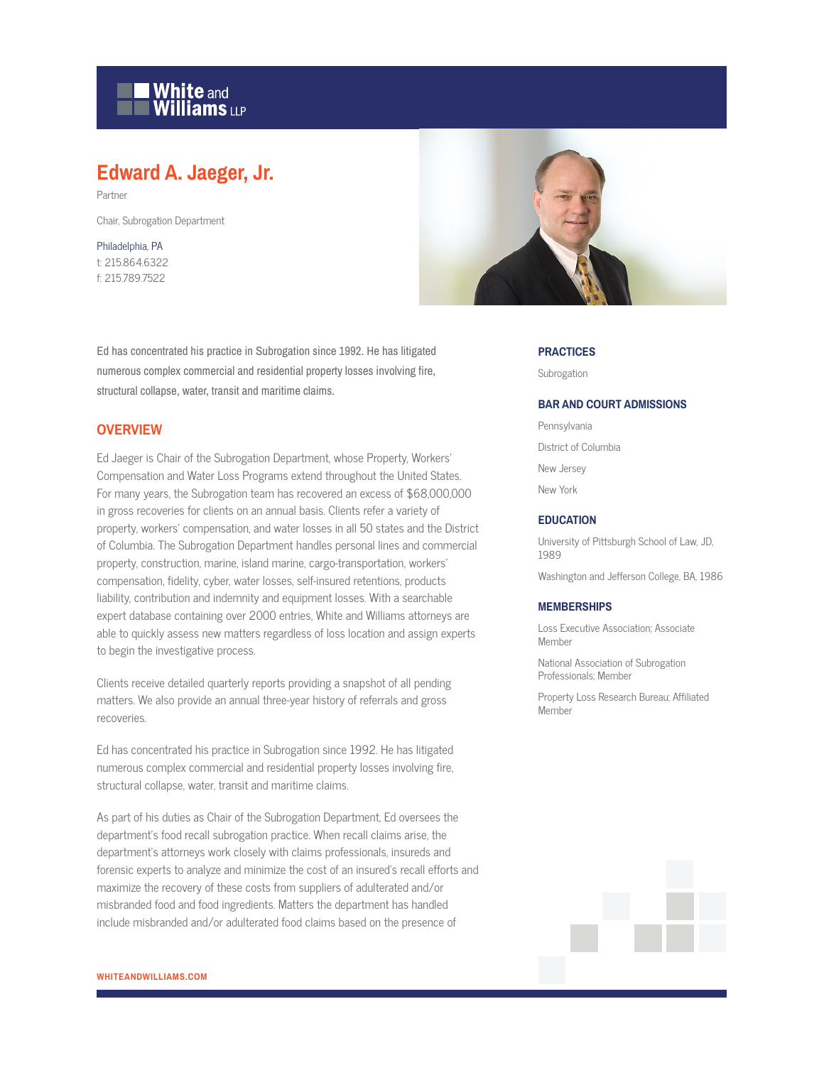White and Williams LLP

# Edward A. Jaeger, Jr.

Partner

Chair, Subrogation Department

Philadelphia, PA
t: 215.864.6322
f: 215.789.7522

Ed has concentrated his practice in Subrogation since 1992. He has litigated numerous complex commercial and residential property losses involving fire, structural collapse, water, transit and maritime claims.

## OVERVIEW

Ed Jaeger is Chair of the Subrogation Department, whose Property, Workers' Compensation and Water Loss Programs extend throughout the United States. For many years, the Subrogation team has recovered an excess of $68,000,000 in gross recoveries for clients on an annual basis. Clients refer a variety of property, workers' compensation, and water losses in all 50 states and the District of Columbia. The Subrogation Department handles personal lines and commercial property, construction, marine, island marine, cargo-transportation, workers' compensation, fidelity, cyber, water losses, self-insured retentions, products liability, contribution and indemnity and equipment losses. With a searchable expert database containing over 2000 entries, White and Williams attorneys are able to quickly assess new matters regardless of loss location and assign experts to begin the investigative process.

Clients receive detailed quarterly reports providing a snapshot of all pending matters. We also provide an annual three-year history of referrals and gross recoveries.

Ed has concentrated his practice in Subrogation since 1992. He has litigated numerous complex commercial and residential property losses involving fire, structural collapse, water, transit and maritime claims.

As part of his duties as Chair of the Subrogation Department, Ed oversees the department's food recall subrogation practice. When recall claims arise, the department's attorneys work closely with claims professionals, insureds and forensic experts to analyze and minimize the cost of an insured's recall efforts and maximize the recovery of these costs from suppliers of adulterated and/or misbranded food and food ingredients. Matters the department has handled include misbranded and/or adulterated food claims based on the presence of

## PRACTICES

Subrogation

## BAR AND COURT ADMISSIONS

Pennsylvania

District of Columbia

New Jersey

New York

## EDUCATION

University of Pittsburgh School of Law, JD, 1989

Washington and Jefferson College, BA, 1986

## MEMBERSHIPS

Loss Executive Association; Associate Member

National Association of Subrogation Professionals; Member

Property Loss Research Bureau; Affiliated Member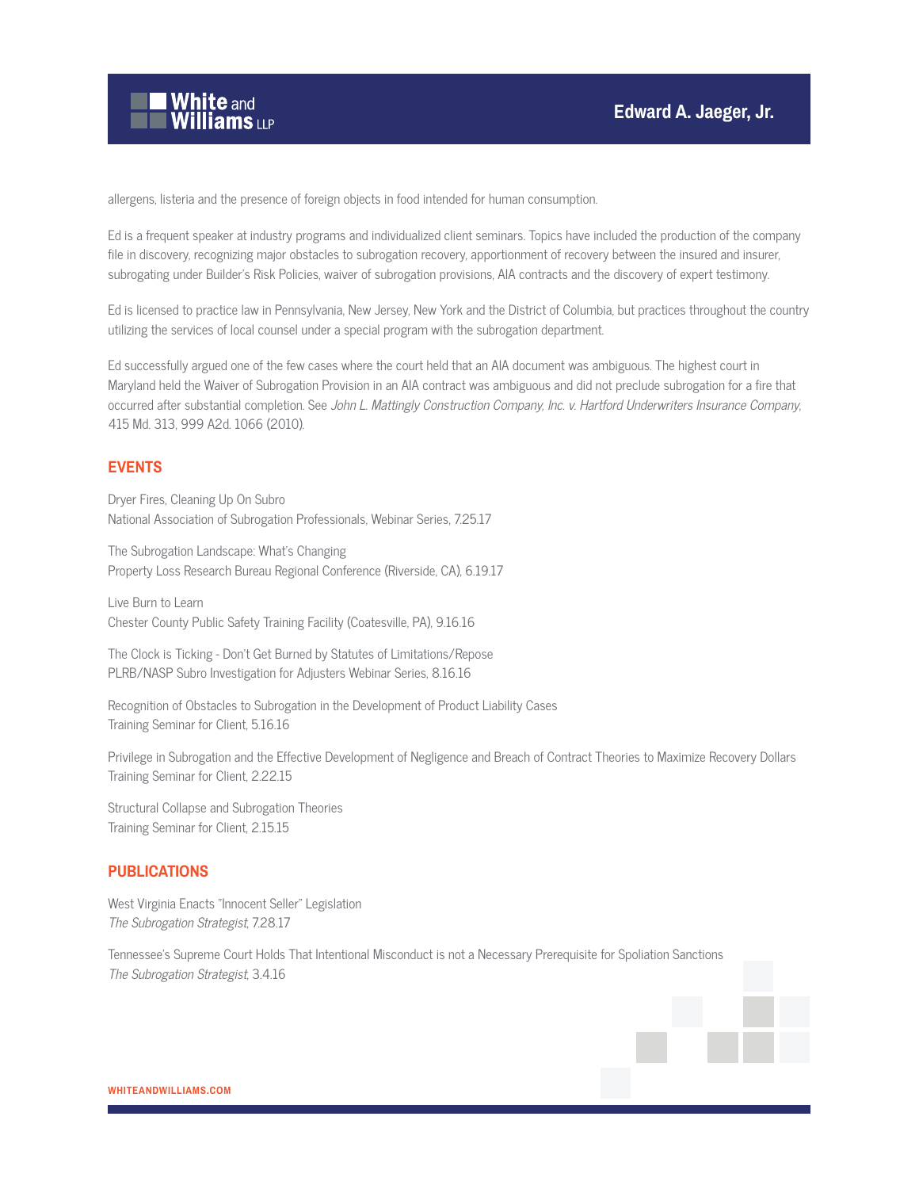allergens, listeria and the presence of foreign objects in food intended for human consumption.

Ed is a frequent speaker at industry programs and individualized client seminars. Topics have included the production of the company file in discovery, recognizing major obstacles to subrogation recovery, apportionment of recovery between the insured and insurer, subrogating under Builder's Risk Policies, waiver of subrogation provisions, AIA contracts and the discovery of expert testimony.

Ed is licensed to practice law in Pennsylvania, New Jersey, New York and the District of Columbia, but practices throughout the country utilizing the services of local counsel under a special program with the subrogation department.

Ed successfully argued one of the few cases where the court held that an AIA document was ambiguous. The highest court in Maryland held the Waiver of Subrogation Provision in an AIA contract was ambiguous and did not preclude subrogation for a fire that occurred after substantial completion. See *John L. Mattingly Construction Company, Inc. v. Hartford Underwriters Insurance Company*, 415 Md. 313, 999 A2d. 1066 (2010).

## EVENTS

Dryer Fires, Cleaning Up On Subro
National Association of Subrogation Professionals, Webinar Series, 7.25.17

The Subrogation Landscape: What's Changing
Property Loss Research Bureau Regional Conference (Riverside, CA), 6.19.17

Live Burn to Learn
Chester County Public Safety Training Facility (Coatesville, PA), 9.16.16

The Clock is Ticking - Don't Get Burned by Statutes of Limitations/Repose
PLRB/NASP Subro Investigation for Adjusters Webinar Series, 8.16.16

Recognition of Obstacles to Subrogation in the Development of Product Liability Cases
Training Seminar for Client, 5.16.16

Privilege in Subrogation and the Effective Development of Negligence and Breach of Contract Theories to Maximize Recovery Dollars
Training Seminar for Client, 2.22.15

Structural Collapse and Subrogation Theories
Training Seminar for Client, 2.15.15

## PUBLICATIONS

West Virginia Enacts "Innocent Seller" Legislation
*The Subrogation Strategist*, 7.28.17

Tennessee's Supreme Court Holds That Intentional Misconduct is not a Necessary Prerequisite for Spoliation Sanctions
*The Subrogation Strategist*, 3.4.16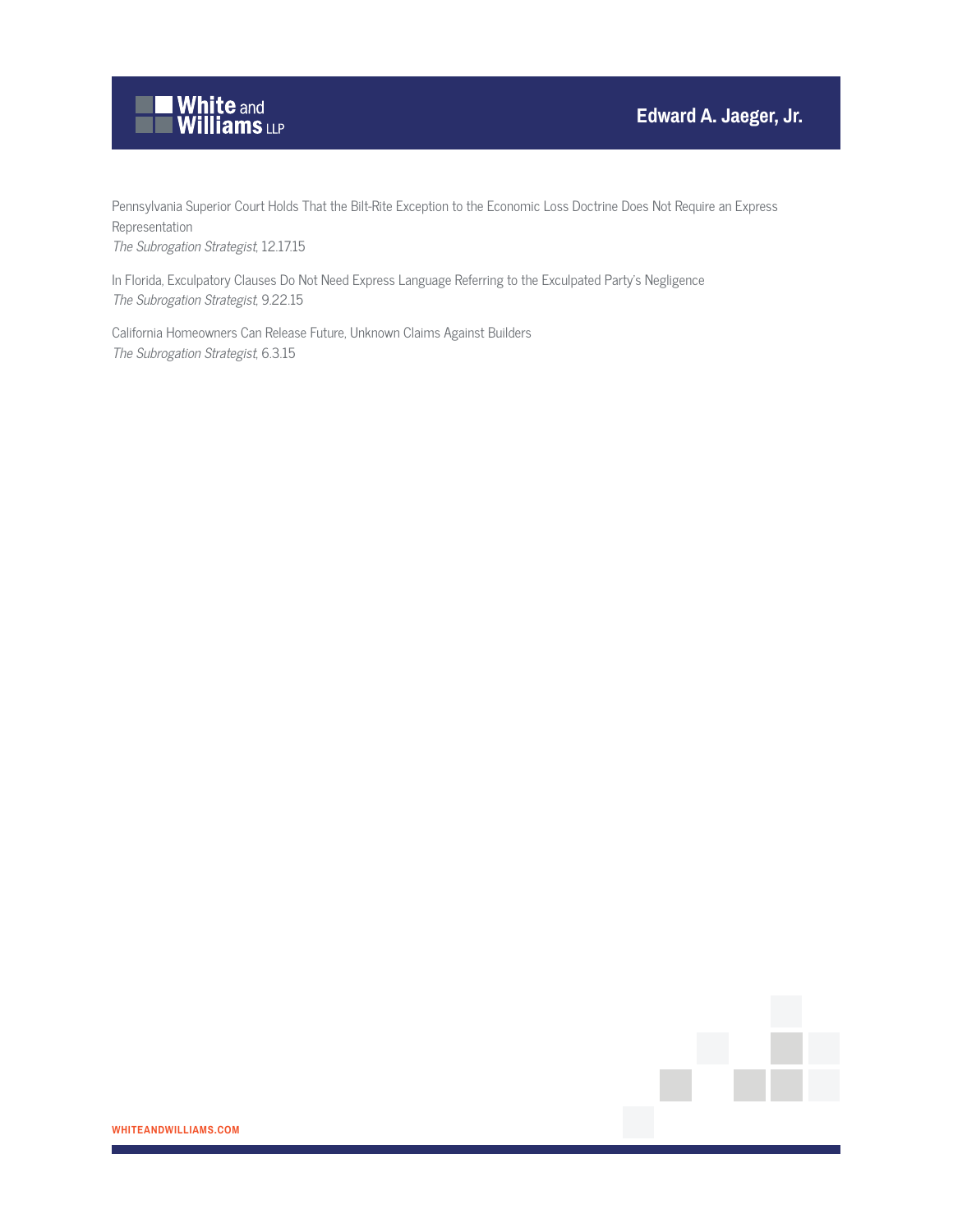Pennsylvania Superior Court Holds That the Bilt-Rite Exception to the Economic Loss Doctrine Does Not Require an Express Representation
*The Subrogation Strategist*, 12.17.15

In Florida, Exculpatory Clauses Do Not Need Express Language Referring to the Exculpated Party's Negligence
*The Subrogation Strategist*, 9.22.15

California Homeowners Can Release Future, Unknown Claims Against Builders
*The Subrogation Strategist*, 6.3.15